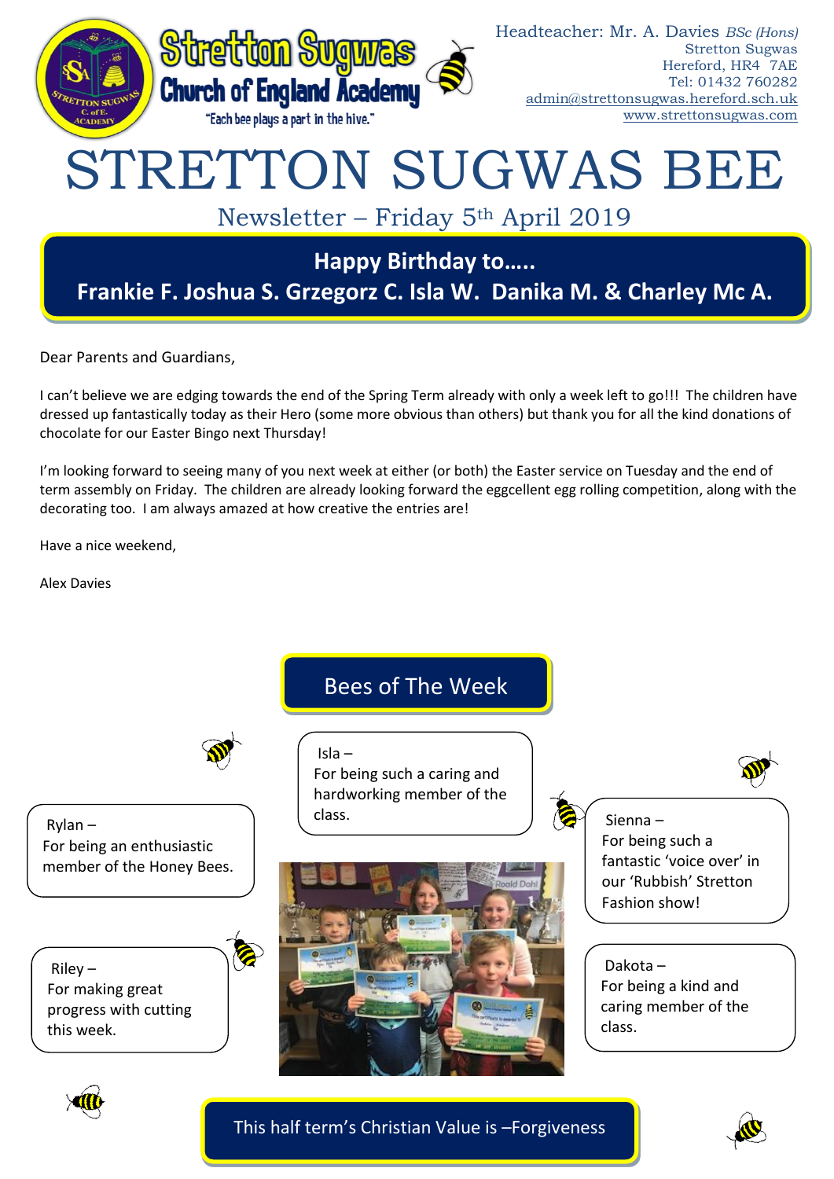Stretton Sugwas Church of England Academy

"Each bee plays a part in the hive."

Headteacher: Mr. A. Davies *BSc (Hons)*
Stretton Sugwas
Hereford, HR4 7AE
Tel: 01432 760282
admin@strettonsugwas.hereford.sch.uk
www.strettonsugwas.com

# STRETTON SUGWAS BEE

## Newsletter – Friday 5th April 2019

**Happy Birthday to…..**
**Frankie F. Joshua S. Grzegorz C. Isla W. Danika M. & Charley Mc A.**

Dear Parents and Guardians,

I can't believe we are edging towards the end of the Spring Term already with only a week left to go!!! The children have dressed up fantastically today as their Hero (some more obvious than others) but thank you for all the kind donations of chocolate for our Easter Bingo next Thursday!

I'm looking forward to seeing many of you next week at either (or both) the Easter service on Tuesday and the end of term assembly on Friday. The children are already looking forward the eggcellent egg rolling competition, along with the decorating too. I am always amazed at how creative the entries are!

Have a nice weekend,

Alex Davies

## Bees of The Week

Rylan –
For being an enthusiastic member of the Honey Bees.

Isla –
For being such a caring and hardworking member of the class.

Sienna –
For being such a fantastic 'voice over' in our 'Rubbish' Stretton Fashion show!

Riley –
For making great progress with cutting this week.

Dakota –
For being a kind and caring member of the class.

This half term's Christian Value is –Forgiveness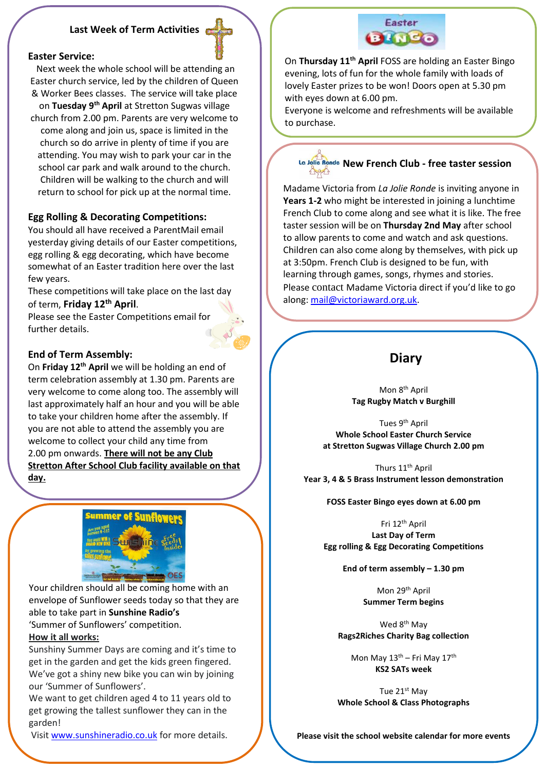## Last Week of Term Activities

### Easter Service:

Next week the whole school will be attending an Easter church service, led by the children of Queen & Worker Bees classes. The service will take place on **Tuesday 9th April** at Stretton Sugwas village church from 2.00 pm. Parents are very welcome to come along and join us, space is limited in the church so do arrive in plenty of time if you are attending. You may wish to park your car in the school car park and walk around to the church. Children will be walking to the church and will return to school for pick up at the normal time.

### Egg Rolling & Decorating Competitions:

You should all have received a ParentMail email yesterday giving details of our Easter competitions, egg rolling & egg decorating, which have become somewhat of an Easter tradition here over the last few years.

These competitions will take place on the last day of term, **Friday 12th April**.

Please see the Easter Competitions email for further details.

### End of Term Assembly:

On **Friday 12th April** we will be holding an end of term celebration assembly at 1.30 pm. Parents are very welcome to come along too. The assembly will last approximately half an hour and you will be able to take your children home after the assembly. If you are not able to attend the assembly you are welcome to collect your child any time from 2.00 pm onwards. **There will not be any Club Stretton After School Club facility available on that day.**

## Summer of Sunflowers

Your children should all be coming home with an envelope of Sunflower seeds today so that they are able to take part in **Sunshine Radio's** 'Summer of Sunflowers' competition.

**How it all works:**

Sunshiny Summer Days are coming and it's time to get in the garden and get the kids green fingered. We've got a shiny new bike you can win by joining our 'Summer of Sunflowers'.

We want to get children aged 4 to 11 years old to get growing the tallest sunflower they can in the garden!

Visit www.sunshineradio.co.uk for more details.

## Easter Bingo

On **Thursday 11th April** FOSS are holding an Easter Bingo evening, lots of fun for the whole family with loads of lovely Easter prizes to be won! Doors open at 5.30 pm with eyes down at 6.00 pm.

Everyone is welcome and refreshments will be available to purchase.

## New French Club - free taster session

Madame Victoria from *La Jolie Ronde* is inviting anyone in **Years 1-2** who might be interested in joining a lunchtime French Club to come along and see what it is like. The free taster session will be on **Thursday 2nd May** after school to allow parents to come and watch and ask questions. Children can also come along by themselves, with pick up at 3:50pm. French Club is designed to be fun, with learning through games, songs, rhymes and stories.

Please contact Madame Victoria direct if you'd like to go along: mail@victoriaward.org.uk.

## Diary

Mon 8th April
**Tag Rugby Match v Burghill**

Tues 9th April
**Whole School Easter Church Service at Stretton Sugwas Village Church 2.00 pm**

Thurs 11th April
**Year 3, 4 & 5 Brass Instrument lesson demonstration**

**FOSS Easter Bingo eyes down at 6.00 pm**

Fri 12th April
**Last Day of Term**
**Egg rolling & Egg Decorating Competitions**

**End of term assembly – 1.30 pm**

Mon 29th April
**Summer Term begins**

Wed 8th May
**Rags2Riches Charity Bag collection**

Mon May 13th – Fri May 17th
**KS2 SATs week**

Tue 21st May
**Whole School & Class Photographs**

**Please visit the school website calendar for more events**